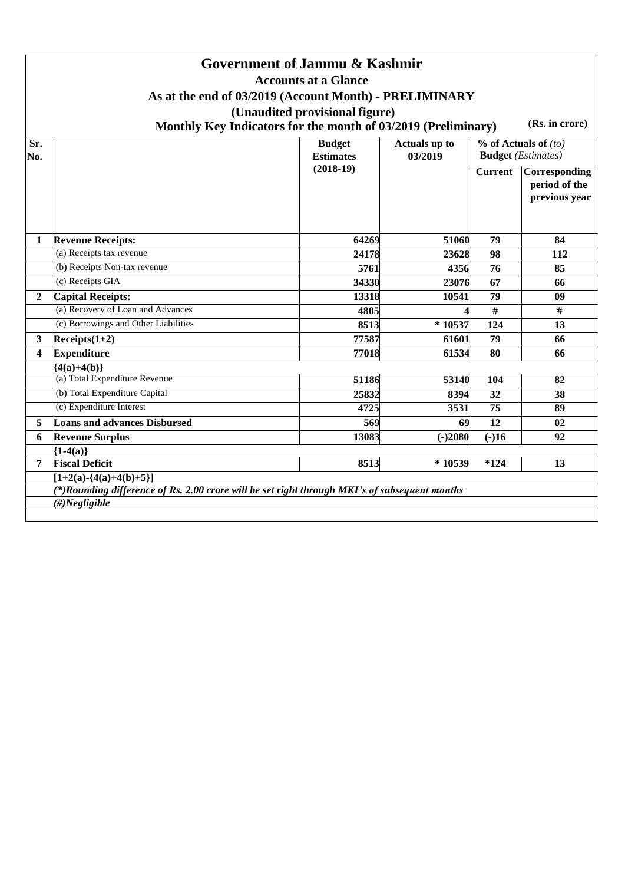# Government of Jammu & Kashmir

## Accounts at a Glance

### As at the end of 03/2019 (Account Month) - PRELIMINARY

**(Unaudited provisional figure)**

**Monthly Key Indicators for the month of 03/2019 (Preliminary)** **(Rs. in crore)**

| Sr. No. | | Budget Estimates (2018-19) | Actuals up to 03/2019 | % of Actuals of *(to)* Budget *(Estimates)* | |
|---|---|---|---|---|---|
| | | | | Current | Corresponding period of the previous year |
| 1 | **Revenue Receipts:** | 64269 | 51060 | 79 | 84 |
| | (a) Receipts tax revenue | 24178 | 23628 | 98 | 112 |
| | (b) Receipts Non-tax revenue | 5761 | 4356 | 76 | 85 |
| | (c) Receipts GIA | 34330 | 23076 | 67 | 66 |
| 2 | **Capital Receipts:** | 13318 | 10541 | 79 | 09 |
| | (a) Recovery of Loan and Advances | 4805 | 4 | # | # |
| | (c) Borrowings and Other Liabilities | 8513 | * 10537 | 124 | 13 |
| 3 | **Receipts(1+2)** | 77587 | 61601 | 79 | 66 |
| 4 | **Expenditure** | 77018 | 61534 | 80 | 66 |
| | **{4(a)+4(b)}** | | | | |
| | (a) Total Expenditure Revenue | 51186 | 53140 | 104 | 82 |
| | (b) Total Expenditure Capital | 25832 | 8394 | 32 | 38 |
| | (c) Expenditure Interest | 4725 | 3531 | 75 | 89 |
| 5 | **Loans and advances Disbursed** | 569 | 69 | 12 | 02 |
| 6 | **Revenue Surplus** | 13083 | (-)2080 | (-)16 | 92 |
| | **{1-4(a)}** | | | | |
| 7 | **Fiscal Deficit** | 8513 | * 10539 | *124 | 13 |
| | **[1+2(a)-{4(a)+4(b)+5}]** | | | | |

***(*)Rounding difference of Rs. 2.00 crore will be set right through MKI's of subsequent months***

***(#)Negligible***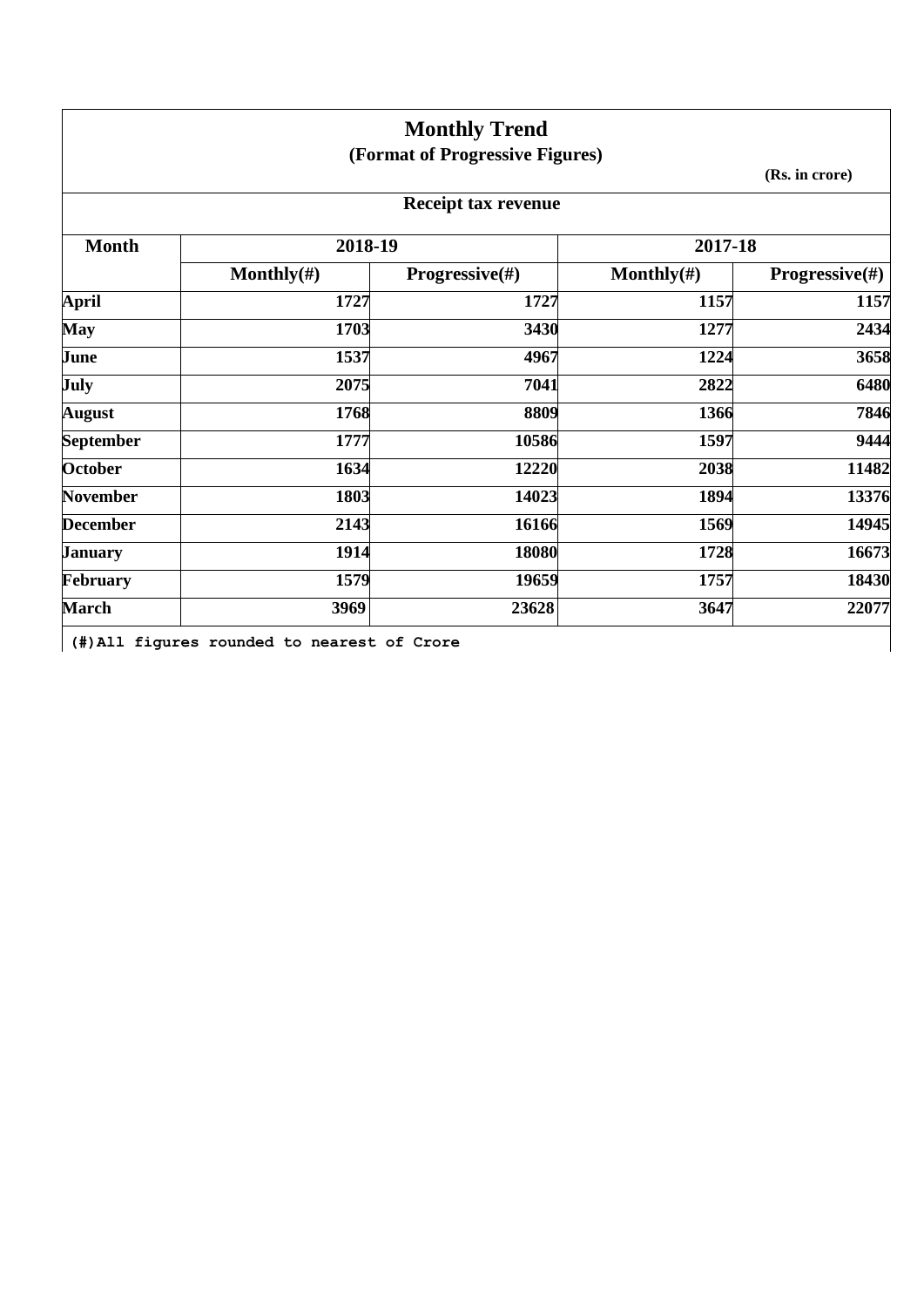# Monthly Trend

## (Format of Progressive Figures)

**(Rs. in crore)**

### Receipt tax revenue

| Month | 2018-19 | | 2017-18 | |
|---|---|---|---|---|
| | Monthly(#) | Progressive(#) | Monthly(#) | Progressive(#) |
| April | 1727 | 1727 | 1157 | 1157 |
| May | 1703 | 3430 | 1277 | 2434 |
| June | 1537 | 4967 | 1224 | 3658 |
| July | 2075 | 7041 | 2822 | 6480 |
| August | 1768 | 8809 | 1366 | 7846 |
| September | 1777 | 10586 | 1597 | 9444 |
| October | 1634 | 12220 | 2038 | 11482 |
| November | 1803 | 14023 | 1894 | 13376 |
| December | 2143 | 16166 | 1569 | 14945 |
| January | 1914 | 18080 | 1728 | 16673 |
| February | 1579 | 19659 | 1757 | 18430 |
| March | 3969 | 23628 | 3647 | 22077 |

(#)All figures rounded to nearest of Crore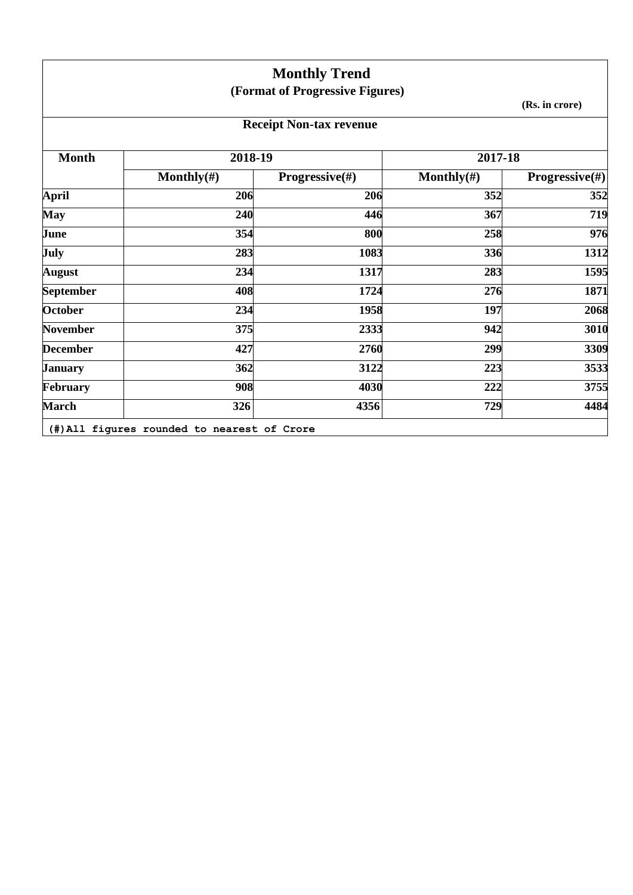# Monthly Trend

**(Format of Progressive Figures)**

**(Rs. in crore)**

**Receipt Non-tax revenue**

| Month | 2018-19 | | 2017-18 | |
|---|---|---|---|---|
| | Monthly(#) | Progressive(#) | Monthly(#) | Progressive(#) |
| April | 206 | 206 | 352 | 352 |
| May | 240 | 446 | 367 | 719 |
| June | 354 | 800 | 258 | 976 |
| July | 283 | 1083 | 336 | 1312 |
| August | 234 | 1317 | 283 | 1595 |
| September | 408 | 1724 | 276 | 1871 |
| October | 234 | 1958 | 197 | 2068 |
| November | 375 | 2333 | 942 | 3010 |
| December | 427 | 2760 | 299 | 3309 |
| January | 362 | 3122 | 223 | 3533 |
| February | 908 | 4030 | 222 | 3755 |
| March | 326 | 4356 | 729 | 4484 |

(#)All figures rounded to nearest of Crore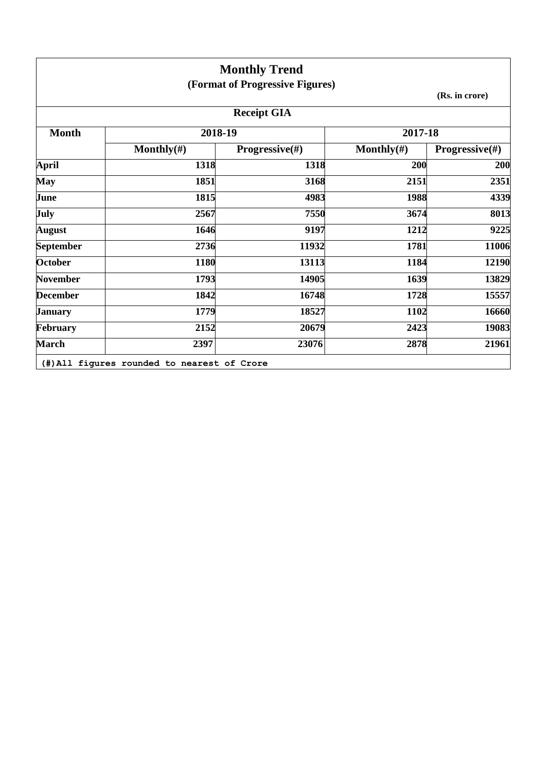# Monthly Trend

## (Format of Progressive Figures)

(Rs. in crore)

### Receipt GIA

| Month | 2018-19 | | 2017-18 | |
|---|---|---|---|---|
| | Monthly(#) | Progressive(#) | Monthly(#) | Progressive(#) |
| April | 1318 | 1318 | 200 | 200 |
| May | 1851 | 3168 | 2151 | 2351 |
| June | 1815 | 4983 | 1988 | 4339 |
| July | 2567 | 7550 | 3674 | 8013 |
| August | 1646 | 9197 | 1212 | 9225 |
| September | 2736 | 11932 | 1781 | 11006 |
| October | 1180 | 13113 | 1184 | 12190 |
| November | 1793 | 14905 | 1639 | 13829 |
| December | 1842 | 16748 | 1728 | 15557 |
| January | 1779 | 18527 | 1102 | 16660 |
| February | 2152 | 20679 | 2423 | 19083 |
| March | 2397 | 23076 | 2878 | 21961 |

(#)All figures rounded to nearest of Crore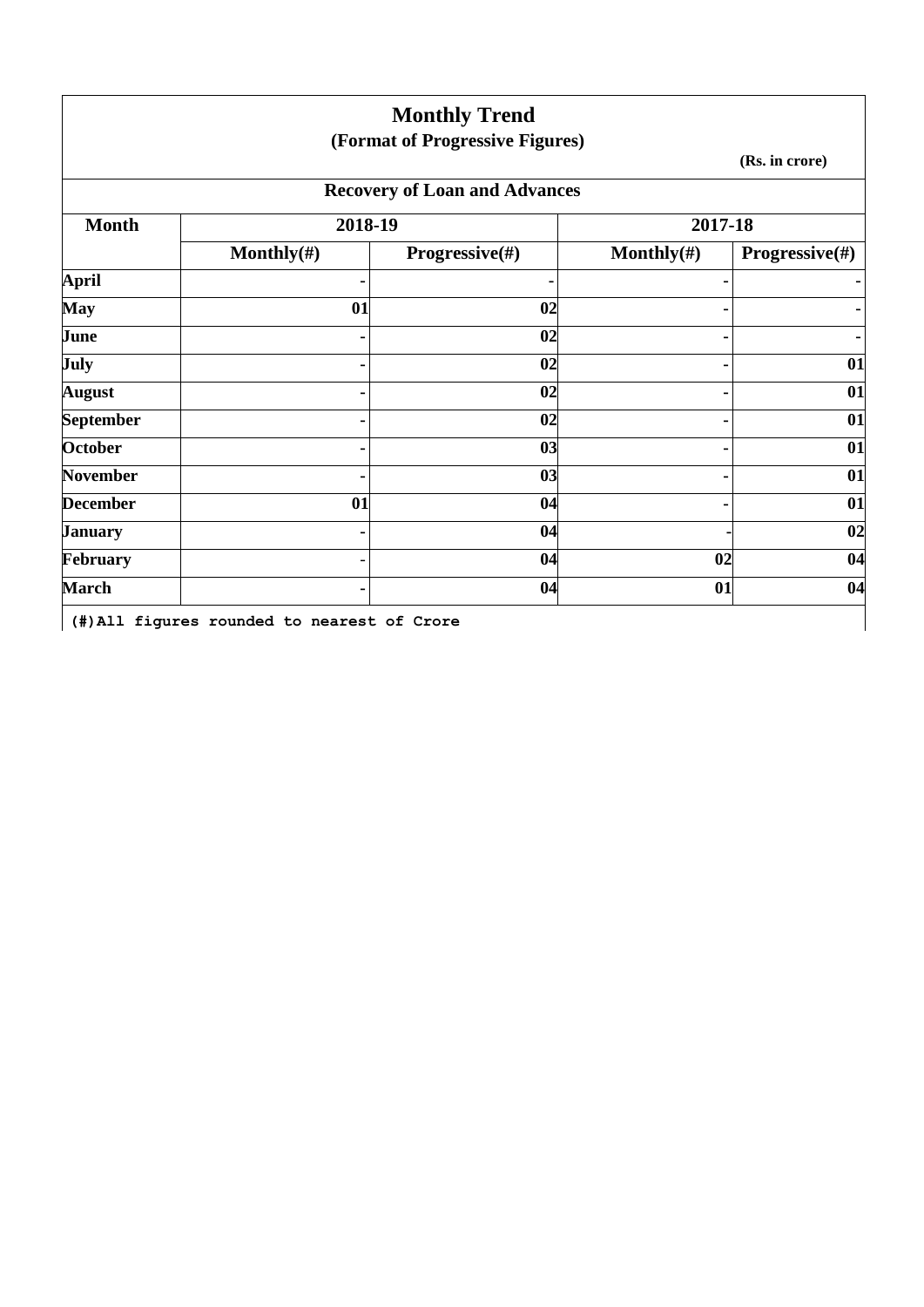# Monthly Trend

## (Format of Progressive Figures)

(Rs. in crore)

### Recovery of Loan and Advances

| Month | 2018-19 | | 2017-18 | |
|---|---|---|---|---|
| | Monthly(#) | Progressive(#) | Monthly(#) | Progressive(#) |
| April | - | - | - | - |
| May | 01 | 02 | - | - |
| June | - | 02 | - | - |
| July | - | 02 | - | 01 |
| August | - | 02 | - | 01 |
| September | - | 02 | - | 01 |
| October | - | 03 | - | 01 |
| November | - | 03 | - | 01 |
| December | 01 | 04 | - | 01 |
| January | - | 04 | - | 02 |
| February | - | 04 | 02 | 04 |
| March | - | 04 | 01 | 04 |

(#)All figures rounded to nearest of Crore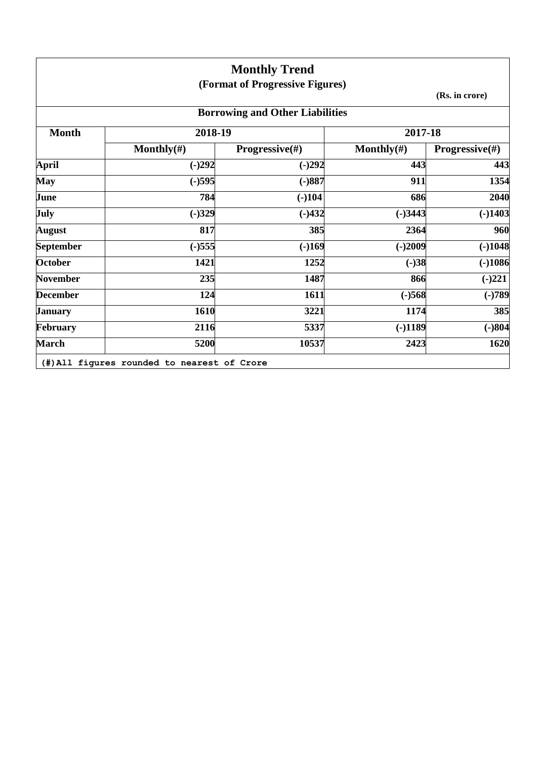# Monthly Trend

## (Format of Progressive Figures)

**(Rs. in crore)**

### Borrowing and Other Liabilities

| Month | 2018-19 | | 2017-18 | |
|---|---|---|---|---|
| | Monthly(#) | Progressive(#) | Monthly(#) | Progressive(#) |
| **April** | (-)292 | (-)292 | 443 | 443 |
| **May** | (-)595 | (-)887 | 911 | 1354 |
| **June** | 784 | (-)104 | 686 | 2040 |
| **July** | (-)329 | (-)432 | (-)3443 | (-)1403 |
| **August** | 817 | 385 | 2364 | 960 |
| **September** | (-)555 | (-)169 | (-)2009 | (-)1048 |
| **October** | 1421 | 1252 | (-)38 | (-)1086 |
| **November** | 235 | 1487 | 866 | (-)221 |
| **December** | 124 | 1611 | (-)568 | (-)789 |
| **January** | 1610 | 3221 | 1174 | 385 |
| **February** | 2116 | 5337 | (-)1189 | (-)804 |
| **March** | 5200 | 10537 | 2423 | 1620 |

(#)All figures rounded to nearest of Crore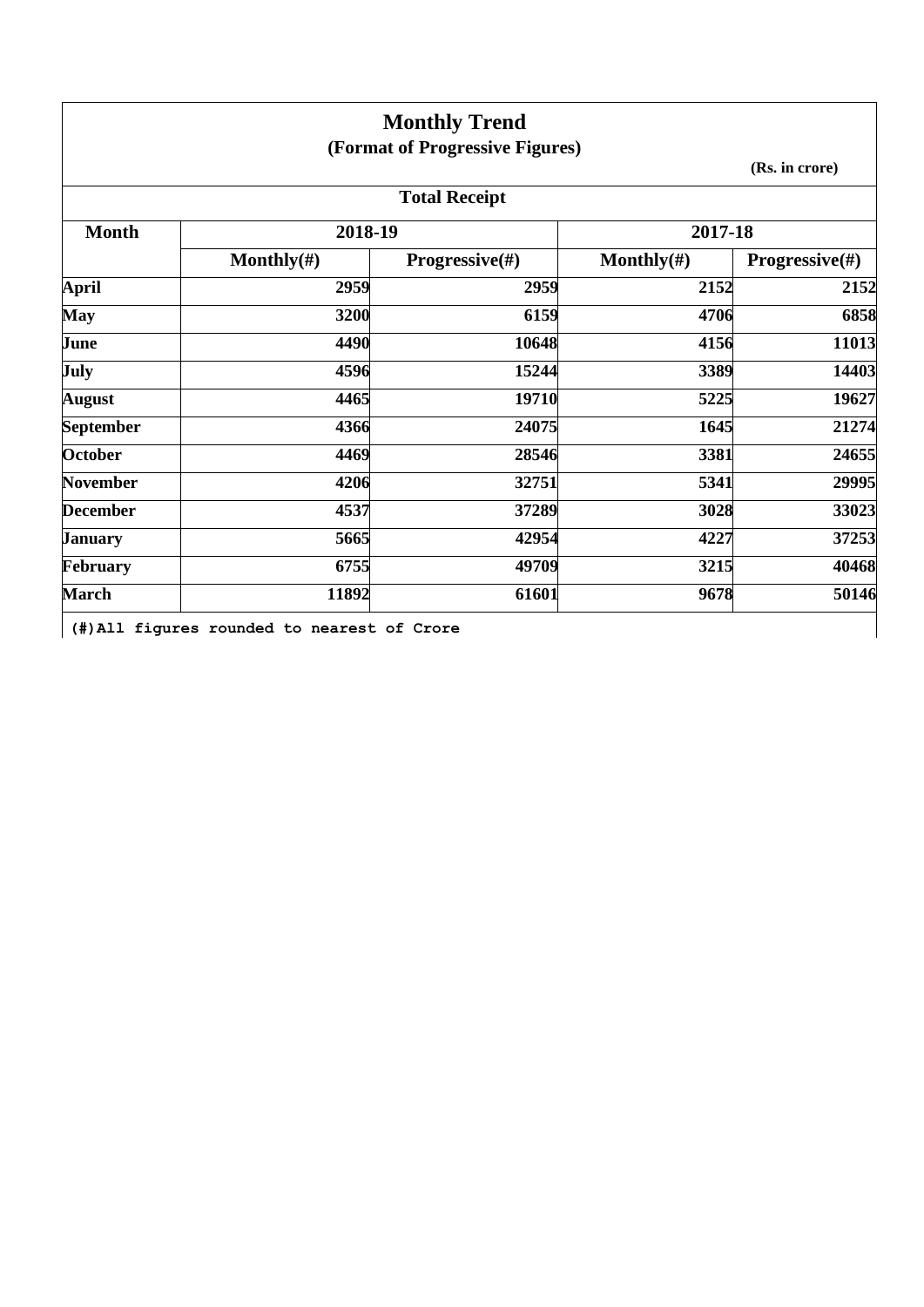# Monthly Trend

**(Format of Progressive Figures)**

**(Rs. in crore)**

**Total Receipt**

| Month | 2018-19 | | 2017-18 | |
|---|---|---|---|---|
| | Monthly(#) | Progressive(#) | Monthly(#) | Progressive(#) |
| April | 2959 | 2959 | 2152 | 2152 |
| May | 3200 | 6159 | 4706 | 6858 |
| June | 4490 | 10648 | 4156 | 11013 |
| July | 4596 | 15244 | 3389 | 14403 |
| August | 4465 | 19710 | 5225 | 19627 |
| September | 4366 | 24075 | 1645 | 21274 |
| October | 4469 | 28546 | 3381 | 24655 |
| November | 4206 | 32751 | 5341 | 29995 |
| December | 4537 | 37289 | 3028 | 33023 |
| January | 5665 | 42954 | 4227 | 37253 |
| February | 6755 | 49709 | 3215 | 40468 |
| March | 11892 | 61601 | 9678 | 50146 |

(#)All figures rounded to nearest of Crore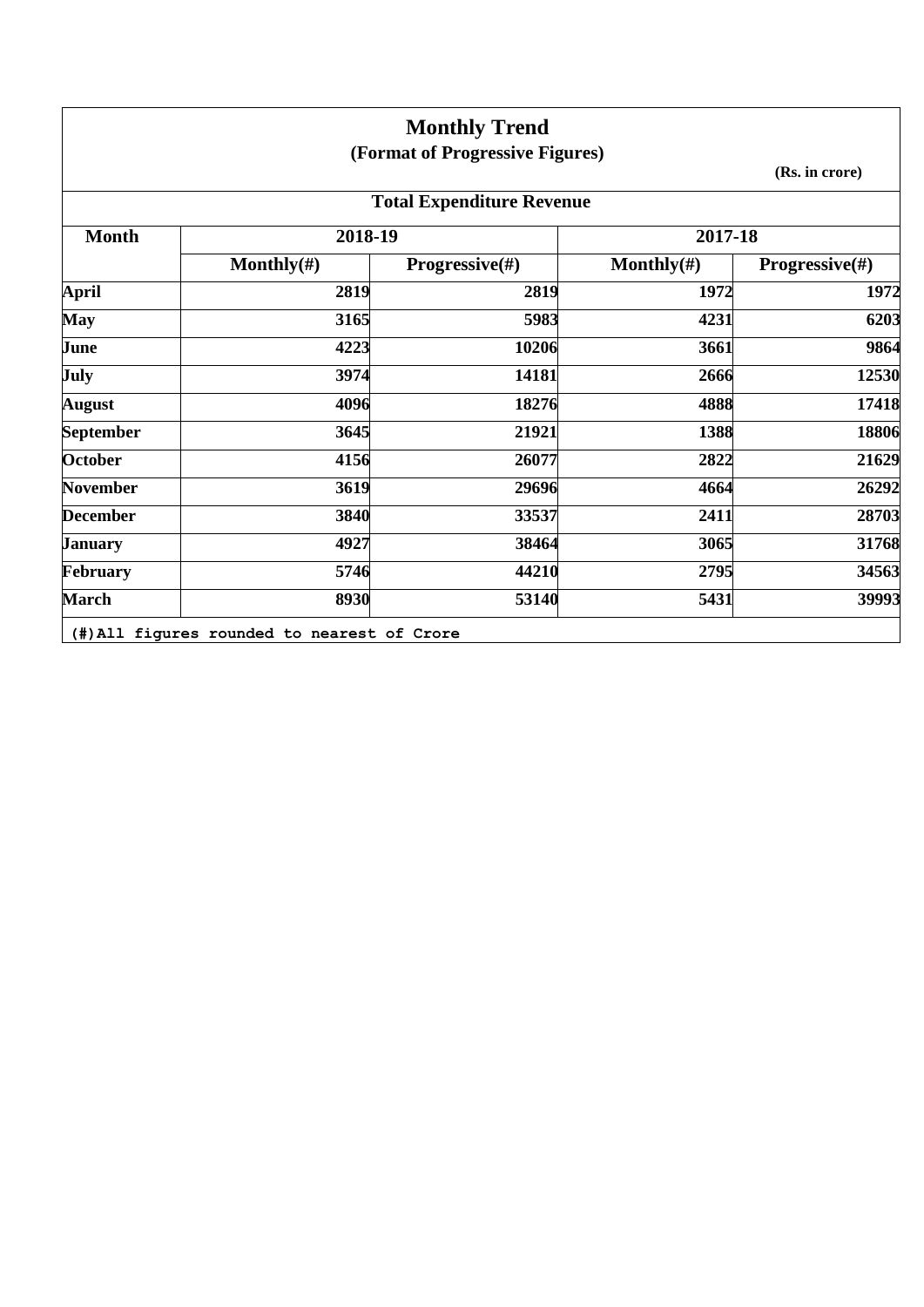# Monthly Trend

## (Format of Progressive Figures)

**(Rs. in crore)**

### Total Expenditure Revenue

| Month | 2018-19 | | 2017-18 | |
|---|---|---|---|---|
| | Monthly(#) | Progressive(#) | Monthly(#) | Progressive(#) |
| April | 2819 | 2819 | 1972 | 1972 |
| May | 3165 | 5983 | 4231 | 6203 |
| June | 4223 | 10206 | 3661 | 9864 |
| July | 3974 | 14181 | 2666 | 12530 |
| August | 4096 | 18276 | 4888 | 17418 |
| September | 3645 | 21921 | 1388 | 18806 |
| October | 4156 | 26077 | 2822 | 21629 |
| November | 3619 | 29696 | 4664 | 26292 |
| December | 3840 | 33537 | 2411 | 28703 |
| January | 4927 | 38464 | 3065 | 31768 |
| February | 5746 | 44210 | 2795 | 34563 |
| March | 8930 | 53140 | 5431 | 39993 |

(#)All figures rounded to nearest of Crore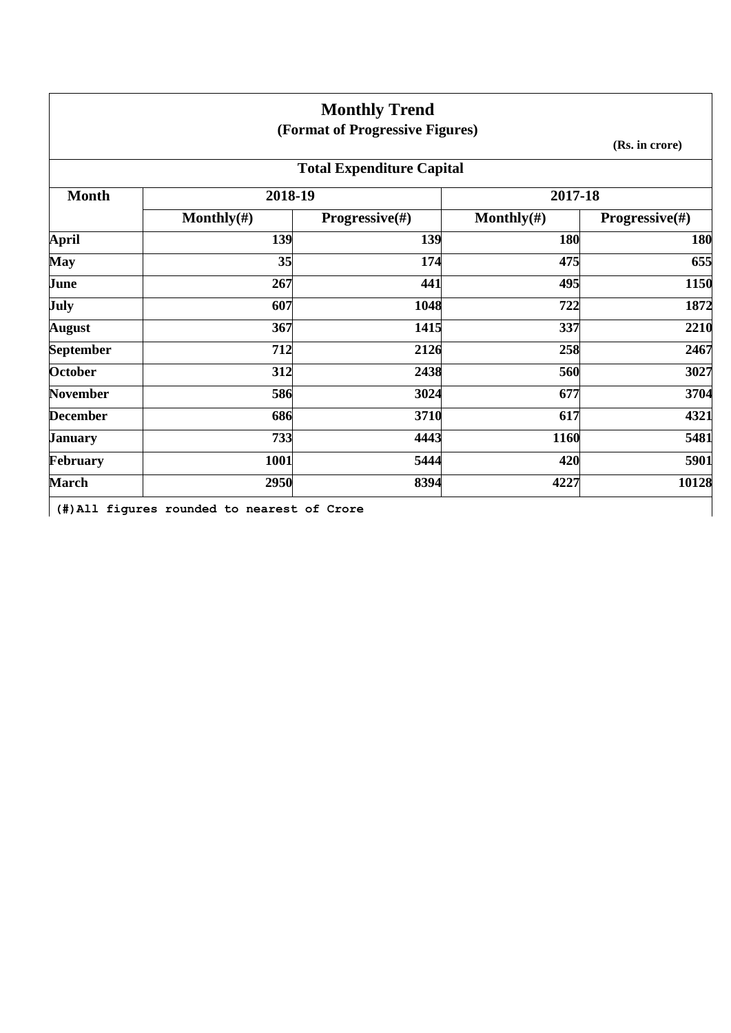# Monthly Trend

**(Format of Progressive Figures)**

**(Rs. in crore)**

## Total Expenditure Capital

| Month | 2018-19 | | 2017-18 | |
|---|---|---|---|---|
| | Monthly(#) | Progressive(#) | Monthly(#) | Progressive(#) |
| **April** | **139** | **139** | **180** | **180** |
| **May** | **35** | **174** | **475** | **655** |
| **June** | **267** | **441** | **495** | **1150** |
| **July** | **607** | **1048** | **722** | **1872** |
| **August** | **367** | **1415** | **337** | **2210** |
| **September** | **712** | **2126** | **258** | **2467** |
| **October** | **312** | **2438** | **560** | **3027** |
| **November** | **586** | **3024** | **677** | **3704** |
| **December** | **686** | **3710** | **617** | **4321** |
| **January** | **733** | **4443** | **1160** | **5481** |
| **February** | **1001** | **5444** | **420** | **5901** |
| **March** | **2950** | **8394** | **4227** | **10128** |

**(#)All figures rounded to nearest of Crore**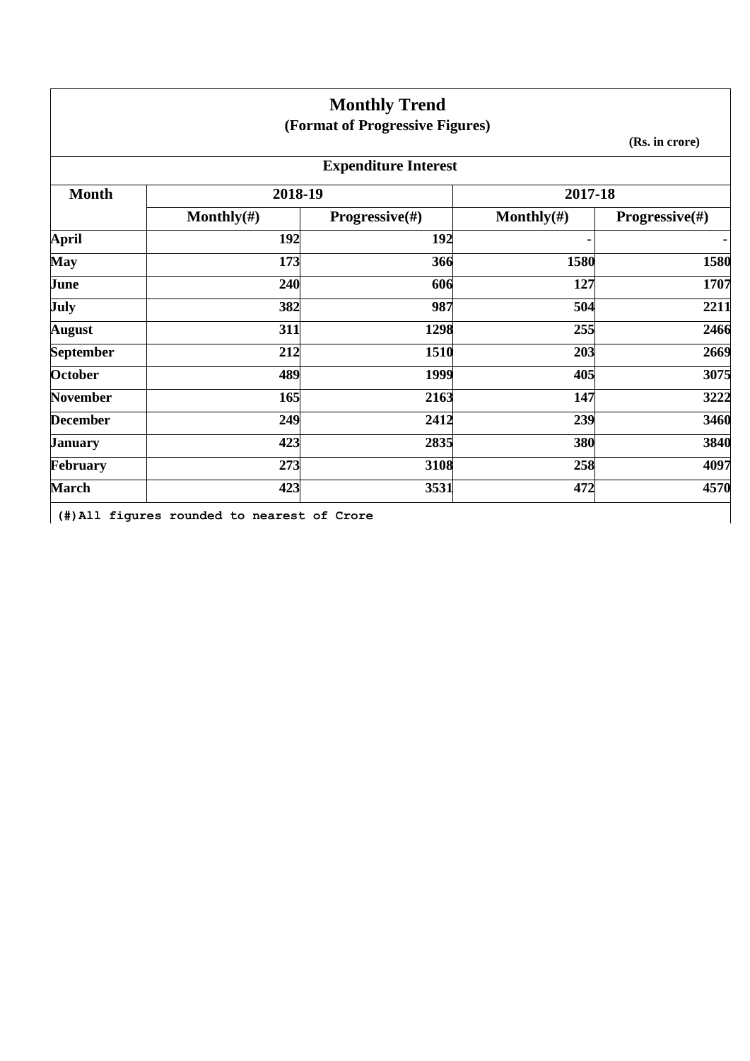# Monthly Trend

**(Format of Progressive Figures)**

**(Rs. in crore)**

**Expenditure Interest**

| Month | 2018-19 | | 2017-18 | |
|---|---|---|---|---|
| | Monthly(#) | Progressive(#) | Monthly(#) | Progressive(#) |
| April | 192 | 192 | - | - |
| May | 173 | 366 | 1580 | 1580 |
| June | 240 | 606 | 127 | 1707 |
| July | 382 | 987 | 504 | 2211 |
| August | 311 | 1298 | 255 | 2466 |
| September | 212 | 1510 | 203 | 2669 |
| October | 489 | 1999 | 405 | 3075 |
| November | 165 | 2163 | 147 | 3222 |
| December | 249 | 2412 | 239 | 3460 |
| January | 423 | 2835 | 380 | 3840 |
| February | 273 | 3108 | 258 | 4097 |
| March | 423 | 3531 | 472 | 4570 |

(#)All figures rounded to nearest of Crore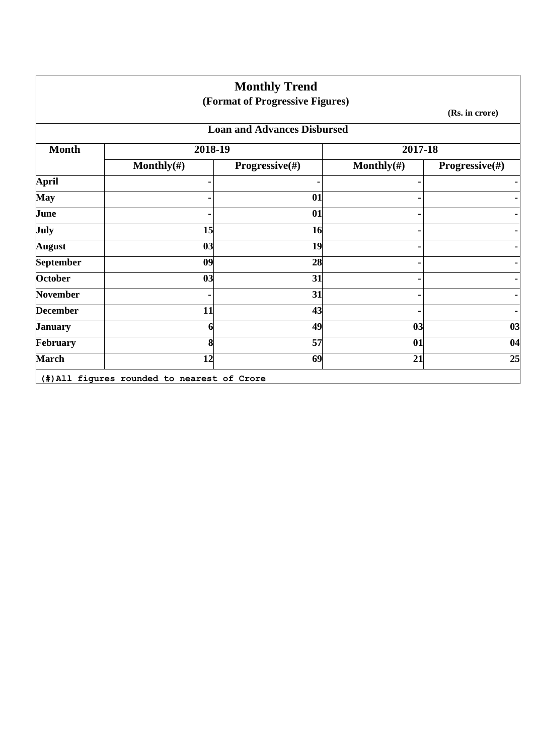# Monthly Trend

## (Format of Progressive Figures)

**(Rs. in crore)**

### Loan and Advances Disbursed

| Month | 2018-19 | | 2017-18 | |
|---|---|---|---|---|
| | Monthly(#) | Progressive(#) | Monthly(#) | Progressive(#) |
| April | - | - | - | - |
| May | - | 01 | - | - |
| June | - | 01 | - | - |
| July | 15 | 16 | - | - |
| August | 03 | 19 | - | - |
| September | 09 | 28 | - | - |
| October | 03 | 31 | - | - |
| November | - | 31 | - | - |
| December | 11 | 43 | - | - |
| January | 6 | 49 | 03 | 03 |
| February | 8 | 57 | 01 | 04 |
| March | 12 | 69 | 21 | 25 |

(#)All figures rounded to nearest of Crore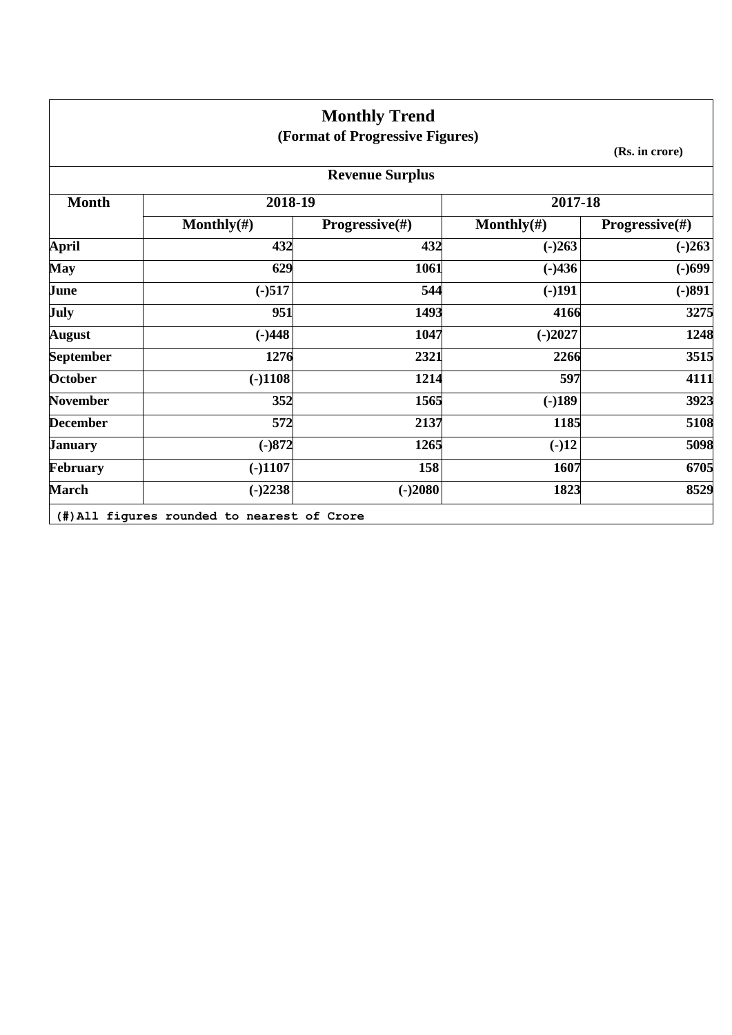# Monthly Trend

## (Format of Progressive Figures)

**(Rs. in crore)**

### Revenue Surplus

| Month | 2018-19 | | 2017-18 | |
|---|---|---|---|---|
| | Monthly(#) | Progressive(#) | Monthly(#) | Progressive(#) |
| April | 432 | 432 | (-)263 | (-)263 |
| May | 629 | 1061 | (-)436 | (-)699 |
| June | (-)517 | 544 | (-)191 | (-)891 |
| July | 951 | 1493 | 4166 | 3275 |
| August | (-)448 | 1047 | (-)2027 | 1248 |
| September | 1276 | 2321 | 2266 | 3515 |
| October | (-)1108 | 1214 | 597 | 4111 |
| November | 352 | 1565 | (-)189 | 3923 |
| December | 572 | 2137 | 1185 | 5108 |
| January | (-)872 | 1265 | (-)12 | 5098 |
| February | (-)1107 | 158 | 1607 | 6705 |
| March | (-)2238 | (-)2080 | 1823 | 8529 |

(#)All figures rounded to nearest of Crore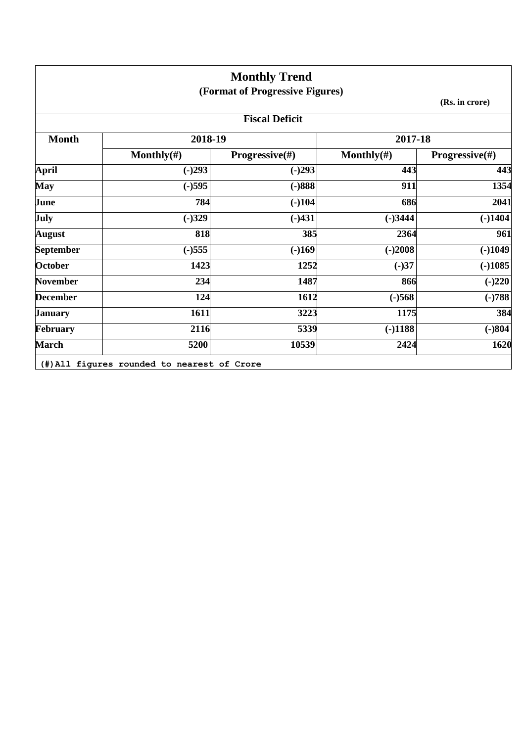# Monthly Trend

**(Format of Progressive Figures)**

**(Rs. in crore)**

**Fiscal Deficit**

| Month | 2018-19 | | 2017-18 | |
|---|---|---|---|---|
| | Monthly(#) | Progressive(#) | Monthly(#) | Progressive(#) |
| April | (-)293 | (-)293 | 443 | 443 |
| May | (-)595 | (-)888 | 911 | 1354 |
| June | 784 | (-)104 | 686 | 2041 |
| July | (-)329 | (-)431 | (-)3444 | (-)1404 |
| August | 818 | 385 | 2364 | 961 |
| September | (-)555 | (-)169 | (-)2008 | (-)1049 |
| October | 1423 | 1252 | (-)37 | (-)1085 |
| November | 234 | 1487 | 866 | (-)220 |
| December | 124 | 1612 | (-)568 | (-)788 |
| January | 1611 | 3223 | 1175 | 384 |
| February | 2116 | 5339 | (-)1188 | (-)804 |
| March | 5200 | 10539 | 2424 | 1620 |

(#)All figures rounded to nearest of Crore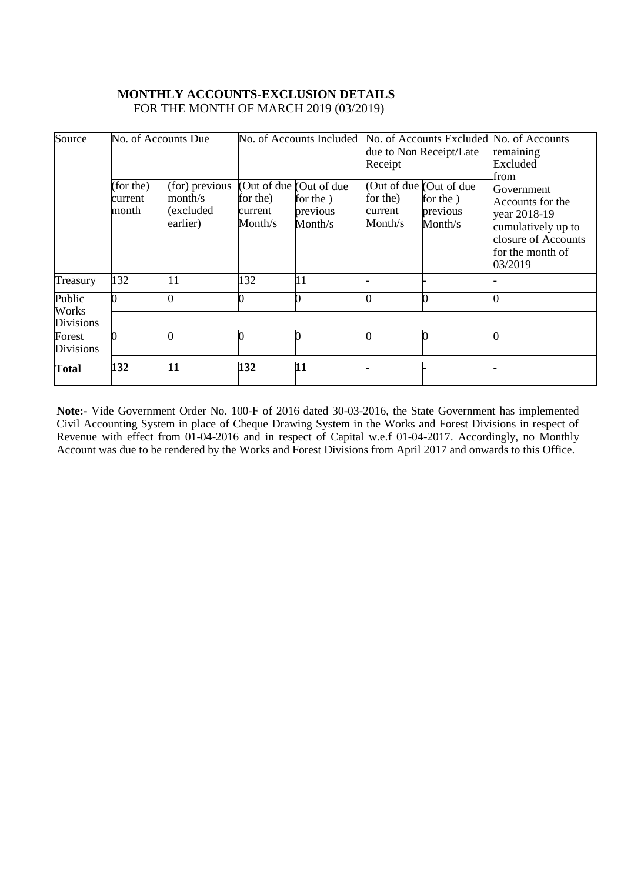**MONTHLY ACCOUNTS-EXCLUSION DETAILS**
FOR THE MONTH OF MARCH 2019 (03/2019)

| Source | No. of Accounts Due | | No. of Accounts Included | | No. of Accounts Excluded due to Non Receipt/Late Receipt | | No. of Accounts remaining Excluded from Government Accounts for the year 2018-19 cumulatively up to closure of Accounts for the month of 03/2019 |
|---|---|---|---|---|---|---|---|
| | (for the) current month | (for) previous month/s (excluded earlier) | (Out of due for the) current Month/s | (Out of due for the ) previous Month/s | (Out of due for the) current Month/s | (Out of due for the ) previous Month/s | |
| Treasury | 132 | 11 | 132 | 11 | - | - | - |
| Public Works Divisions | 0 | 0 | 0 | 0 | 0 | 0 | 0 |
| Forest Divisions | 0 | 0 | 0 | 0 | 0 | 0 | 0 |
| **Total** | **132** | **11** | **132** | **11** | - | - | - |

**Note:-** Vide Government Order No. 100-F of 2016 dated 30-03-2016, the State Government has implemented Civil Accounting System in place of Cheque Drawing System in the Works and Forest Divisions in respect of Revenue with effect from 01-04-2016 and in respect of Capital w.e.f 01-04-2017. Accordingly, no Monthly Account was due to be rendered by the Works and Forest Divisions from April 2017 and onwards to this Office.